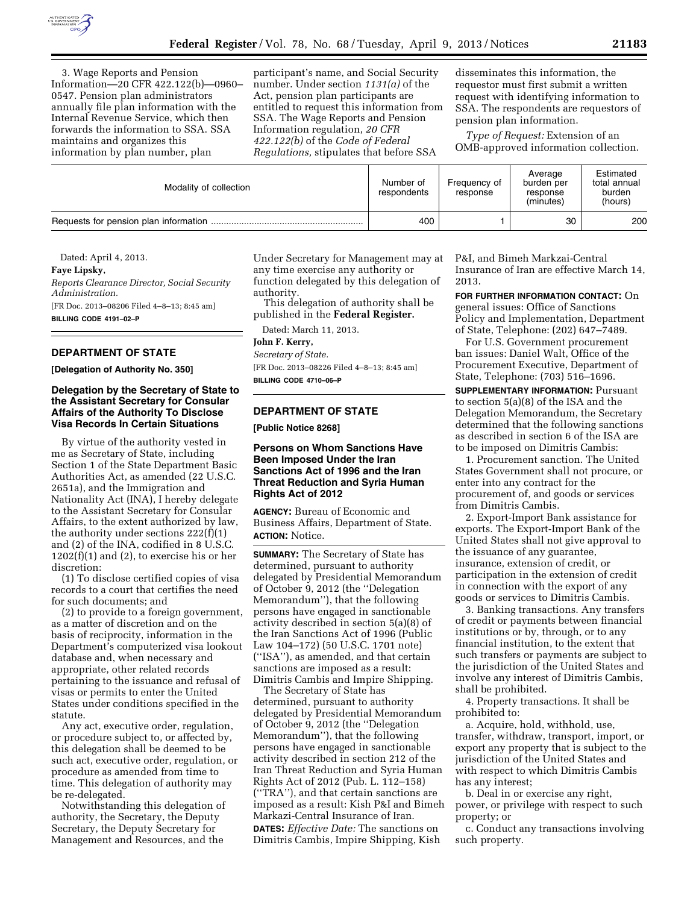3. Wage Reports and Pension Information—20 CFR 422.122(b)—0960–0547. Pension plan administrators annually file plan information with the Internal Revenue Service, which then forwards the information to SSA. SSA maintains and organizes this information by plan number, plan participant's name, and Social Security number. Under section *1131(a)* of the Act, pension plan participants are entitled to request this information from SSA. The Wage Reports and Pension Information regulation, *20 CFR 422.122(b)* of the *Code of Federal Regulations,* stipulates that before SSA disseminates this information, the requestor must first submit a written request with identifying information to SSA. The respondents are requestors of pension plan information.

*Type of Request:* Extension of an OMB-approved information collection.

| Modality of collection | Number of respondents | Frequency of response | Average burden per response (minutes) | Estimated total annual burden (hours) |
|---|---|---|---|---|
| Requests for pension plan information | 400 | 1 | 30 | 200 |

Dated: April 4, 2013.

**Faye Lipsky,**

*Reports Clearance Director, Social Security Administration.*

[FR Doc. 2013–08206 Filed 4–8–13; 8:45 am]

**BILLING CODE 4191–02–P**

## DEPARTMENT OF STATE

**[Delegation of Authority No. 350]**

### Delegation by the Secretary of State to the Assistant Secretary for Consular Affairs of the Authority To Disclose Visa Records In Certain Situations

By virtue of the authority vested in me as Secretary of State, including Section 1 of the State Department Basic Authorities Act, as amended (22 U.S.C. 2651a), and the Immigration and Nationality Act (INA), I hereby delegate to the Assistant Secretary for Consular Affairs, to the extent authorized by law, the authority under sections 222(f)(1) and (2) of the INA, codified in 8 U.S.C. 1202(f)(1) and (2), to exercise his or her discretion:

(1) To disclose certified copies of visa records to a court that certifies the need for such documents; and

(2) to provide to a foreign government, as a matter of discretion and on the basis of reciprocity, information in the Department's computerized visa lookout database and, when necessary and appropriate, other related records pertaining to the issuance and refusal of visas or permits to enter the United States under conditions specified in the statute.

Any act, executive order, regulation, or procedure subject to, or affected by, this delegation shall be deemed to be such act, executive order, regulation, or procedure as amended from time to time. This delegation of authority may be re-delegated.

Notwithstanding this delegation of authority, the Secretary, the Deputy Secretary, the Deputy Secretary for Management and Resources, and the Under Secretary for Management may at any time exercise any authority or function delegated by this delegation of authority.

This delegation of authority shall be published in the **Federal Register.**

Dated: March 11, 2013.

**John F. Kerry,**

*Secretary of State.*

[FR Doc. 2013–08226 Filed 4–8–13; 8:45 am]

**BILLING CODE 4710–06–P**

## DEPARTMENT OF STATE

**[Public Notice 8268]**

### Persons on Whom Sanctions Have Been Imposed Under the Iran Sanctions Act of 1996 and the Iran Threat Reduction and Syria Human Rights Act of 2012

**AGENCY:** Bureau of Economic and Business Affairs, Department of State.

**ACTION:** Notice.

**SUMMARY:** The Secretary of State has determined, pursuant to authority delegated by Presidential Memorandum of October 9, 2012 (the "Delegation Memorandum"), that the following persons have engaged in sanctionable activity described in section 5(a)(8) of the Iran Sanctions Act of 1996 (Public Law 104–172) (50 U.S.C. 1701 note) ("ISA"), as amended, and that certain sanctions are imposed as a result: Dimitris Cambis and Impire Shipping.

The Secretary of State has determined, pursuant to authority delegated by Presidential Memorandum of October 9, 2012 (the "Delegation Memorandum"), that the following persons have engaged in sanctionable activity described in section 212 of the Iran Threat Reduction and Syria Human Rights Act of 2012 (Pub. L. 112–158) ("TRA"), and that certain sanctions are imposed as a result: Kish P&I and Bimeh Markizi-Central Insurance of Iran.

**DATES:** *Effective Date:* The sanctions on Dimitris Cambis, Impire Shipping, Kish P&I, and Bimeh Markzai-Central Insurance of Iran are effective March 14, 2013.

**FOR FURTHER INFORMATION CONTACT:** On general issues: Office of Sanctions Policy and Implementation, Department of State, Telephone: (202) 647–7489.

For U.S. Government procurement ban issues: Daniel Walt, Office of the Procurement Executive, Department of State, Telephone: (703) 516–1696.

**SUPPLEMENTARY INFORMATION:** Pursuant to section 5(a)(8) of the ISA and the Delegation Memorandum, the Secretary determined that the following sanctions as described in section 6 of the ISA are to be imposed on Dimitris Cambis:

1. Procurement sanction. The United States Government shall not procure, or enter into any contract for the procurement of, and goods or services from Dimitris Cambis.

2. Export-Import Bank assistance for exports. The Export-Import Bank of the United States shall not give approval to the issuance of any guarantee, insurance, extension of credit, or participation in the extension of credit in connection with the export of any goods or services to Dimitris Cambis.

3. Banking transactions. Any transfers of credit or payments between financial institutions or by, through, or to any financial institution, to the extent that such transfers or payments are subject to the jurisdiction of the United States and involve any interest of Dimitris Cambis, shall be prohibited.

4. Property transactions. It shall be prohibited to:

a. Acquire, hold, withhold, use, transfer, withdraw, transport, import, or export any property that is subject to the jurisdiction of the United States and with respect to which Dimitris Cambis has any interest;

b. Deal in or exercise any right, power, or privilege with respect to such property; or

c. Conduct any transactions involving such property.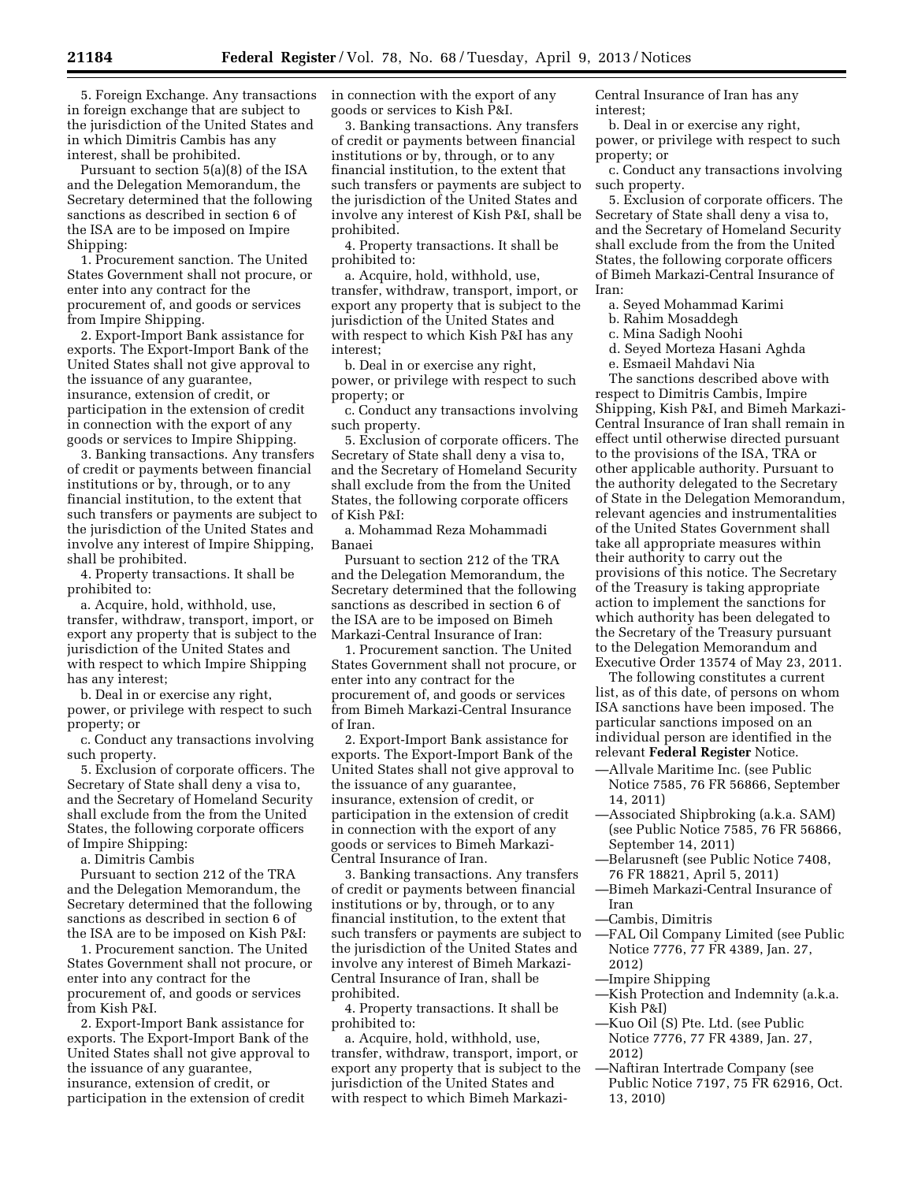5. Foreign Exchange. Any transactions in foreign exchange that are subject to the jurisdiction of the United States and in which Dimitris Cambis has any interest, shall be prohibited.

Pursuant to section 5(a)(8) of the ISA and the Delegation Memorandum, the Secretary determined that the following sanctions as described in section 6 of the ISA are to be imposed on Impire Shipping:

1. Procurement sanction. The United States Government shall not procure, or enter into any contract for the procurement of, and goods or services from Impire Shipping.

2. Export-Import Bank assistance for exports. The Export-Import Bank of the United States shall not give approval to the issuance of any guarantee, insurance, extension of credit, or participation in the extension of credit in connection with the export of any goods or services to Impire Shipping.

3. Banking transactions. Any transfers of credit or payments between financial institutions or by, through, or to any financial institution, to the extent that such transfers or payments are subject to the jurisdiction of the United States and involve any interest of Impire Shipping, shall be prohibited.

4. Property transactions. It shall be prohibited to:

a. Acquire, hold, withhold, use, transfer, withdraw, transport, import, or export any property that is subject to the jurisdiction of the United States and with respect to which Impire Shipping has any interest;

b. Deal in or exercise any right, power, or privilege with respect to such property; or

c. Conduct any transactions involving such property.

5. Exclusion of corporate officers. The Secretary of State shall deny a visa to, and the Secretary of Homeland Security shall exclude from the from the United States, the following corporate officers of Impire Shipping:

a. Dimitris Cambis

Pursuant to section 212 of the TRA and the Delegation Memorandum, the Secretary determined that the following sanctions as described in section 6 of the ISA are to be imposed on Kish P&I:

1. Procurement sanction. The United States Government shall not procure, or enter into any contract for the procurement of, and goods or services from Kish P&I.

2. Export-Import Bank assistance for exports. The Export-Import Bank of the United States shall not give approval to the issuance of any guarantee, insurance, extension of credit, or participation in the extension of credit in connection with the export of any goods or services to Kish P&I.

3. Banking transactions. Any transfers of credit or payments between financial institutions or by, through, or to any financial institution, to the extent that such transfers or payments are subject to the jurisdiction of the United States and involve any interest of Kish P&I, shall be prohibited.

4. Property transactions. It shall be prohibited to:

a. Acquire, hold, withhold, use, transfer, withdraw, transport, import, or export any property that is subject to the jurisdiction of the United States and with respect to which Kish P&I has any interest;

b. Deal in or exercise any right, power, or privilege with respect to such property; or

c. Conduct any transactions involving such property.

5. Exclusion of corporate officers. The Secretary of State shall deny a visa to, and the Secretary of Homeland Security shall exclude from the from the United States, the following corporate officers of Kish P&I:

a. Mohammad Reza Mohammadi Banaei

Pursuant to section 212 of the TRA and the Delegation Memorandum, the Secretary determined that the following sanctions as described in section 6 of the ISA are to be imposed on Bimeh Markazi-Central Insurance of Iran:

1. Procurement sanction. The United States Government shall not procure, or enter into any contract for the procurement of, and goods or services from Bimeh Markazi-Central Insurance of Iran.

2. Export-Import Bank assistance for exports. The Export-Import Bank of the United States shall not give approval to the issuance of any guarantee, insurance, extension of credit, or participation in the extension of credit in connection with the export of any goods or services to Bimeh Markazi-Central Insurance of Iran.

3. Banking transactions. Any transfers of credit or payments between financial institutions or by, through, or to any financial institution, to the extent that such transfers or payments are subject to the jurisdiction of the United States and involve any interest of Bimeh Markazi-Central Insurance of Iran, shall be prohibited.

4. Property transactions. It shall be prohibited to:

a. Acquire, hold, withhold, use, transfer, withdraw, transport, import, or export any property that is subject to the jurisdiction of the United States and with respect to which Bimeh Markazi-Central Insurance of Iran has any interest;

b. Deal in or exercise any right, power, or privilege with respect to such property; or

c. Conduct any transactions involving such property.

5. Exclusion of corporate officers. The Secretary of State shall deny a visa to, and the Secretary of Homeland Security shall exclude from the from the United States, the following corporate officers of Bimeh Markazi-Central Insurance of Iran:

a. Seyed Mohammad Karimi

b. Rahim Mosaddegh

c. Mina Sadigh Noohi

d. Seyed Morteza Hasani Aghda

e. Esmaeil Mahdavi Nia

The sanctions described above with respect to Dimitris Cambis, Impire Shipping, Kish P&I, and Bimeh Markazi-Central Insurance of Iran shall remain in effect until otherwise directed pursuant to the provisions of the ISA, TRA or other applicable authority. Pursuant to the authority delegated to the Secretary of State in the Delegation Memorandum, relevant agencies and instrumentalities of the United States Government shall take all appropriate measures within their authority to carry out the provisions of this notice. The Secretary of the Treasury is taking appropriate action to implement the sanctions for which authority has been delegated to the Secretary of the Treasury pursuant to the Delegation Memorandum and Executive Order 13574 of May 23, 2011.

The following constitutes a current list, as of this date, of persons on whom ISA sanctions have been imposed. The particular sanctions imposed on an individual person are identified in the relevant **Federal Register** Notice.

—Allvale Maritime Inc. (see Public Notice 7585, 76 FR 56866, September 14, 2011)

—Associated Shipbroking (a.k.a. SAM) (see Public Notice 7585, 76 FR 56866, September 14, 2011)

—Belarusneft (see Public Notice 7408, 76 FR 18821, April 5, 2011)

—Bimeh Markazi-Central Insurance of Iran

—Cambis, Dimitris

—FAL Oil Company Limited (see Public Notice 7776, 77 FR 4389, Jan. 27, 2012)

—Impire Shipping

—Kish Protection and Indemnity (a.k.a. Kish P&I)

—Kuo Oil (S) Pte. Ltd. (see Public Notice 7776, 77 FR 4389, Jan. 27, 2012)

—Naftiran Intertrade Company (see Public Notice 7197, 75 FR 62916, Oct. 13, 2010)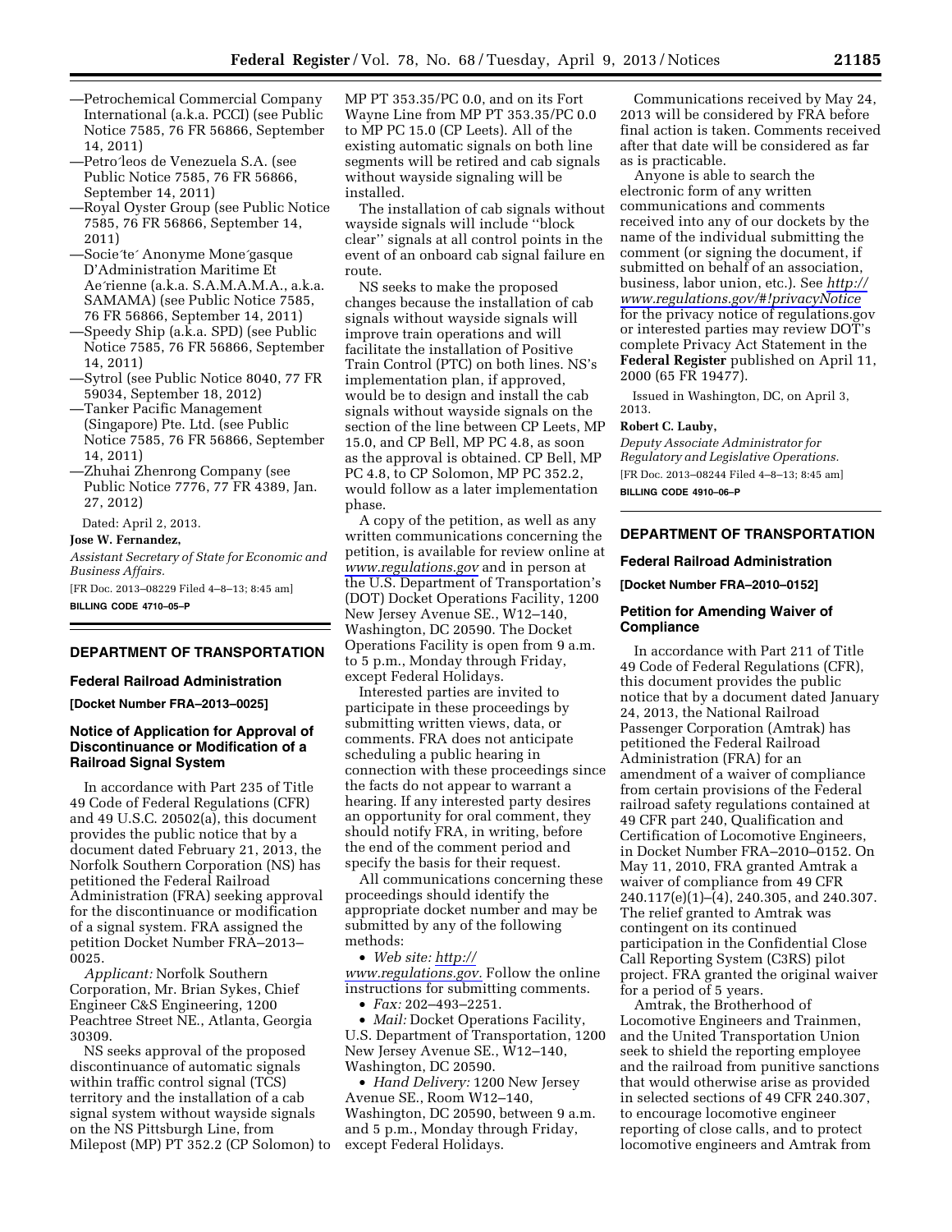—Petrochemical Commercial Company International (a.k.a. PCCI) (see Public Notice 7585, 76 FR 56866, September 14, 2011)

—Petróleos de Venezuela S.A. (see Public Notice 7585, 76 FR 56866, September 14, 2011)

—Royal Oyster Group (see Public Notice 7585, 76 FR 56866, September 14, 2011)

—Société Anonyme Monégasque D'Administration Maritime Et Aérienne (a.k.a. S.A.M.A.M.A., a.k.a. SAMAMA) (see Public Notice 7585, 76 FR 56866, September 14, 2011)

—Speedy Ship (a.k.a. SPD) (see Public Notice 7585, 76 FR 56866, September 14, 2011)

—Sytrol (see Public Notice 8040, 77 FR 59034, September 18, 2012)

—Tanker Pacific Management (Singapore) Pte. Ltd. (see Public Notice 7585, 76 FR 56866, September 14, 2011)

—Zhuhai Zhenrong Company (see Public Notice 7776, 77 FR 4389, Jan. 27, 2012)

Dated: April 2, 2013.

**Jose W. Fernandez,**

*Assistant Secretary of State for Economic and Business Affairs.*

[FR Doc. 2013–08229 Filed 4–8–13; 8:45 am]

**BILLING CODE 4710–05–P**

## DEPARTMENT OF TRANSPORTATION

### Federal Railroad Administration

**[Docket Number FRA–2013–0025]**

### Notice of Application for Approval of Discontinuance or Modification of a Railroad Signal System

In accordance with Part 235 of Title 49 Code of Federal Regulations (CFR) and 49 U.S.C. 20502(a), this document provides the public notice that by a document dated February 21, 2013, the Norfolk Southern Corporation (NS) has petitioned the Federal Railroad Administration (FRA) seeking approval for the discontinuance or modification of a signal system. FRA assigned the petition Docket Number FRA–2013–0025.

*Applicant:* Norfolk Southern Corporation, Mr. Brian Sykes, Chief Engineer C&S Engineering, 1200 Peachtree Street NE., Atlanta, Georgia 30309.

NS seeks approval of the proposed discontinuance of automatic signals within traffic control signal (TCS) territory and the installation of a cab signal system without wayside signals on the NS Pittsburgh Line, from Milepost (MP) PT 352.2 (CP Solomon) to MP PT 353.35/PC 0.0, and on its Fort Wayne Line from MP PT 353.35/PC 0.0 to MP PC 15.0 (CP Leets). All of the existing automatic signals on both line segments will be retired and cab signals without wayside signaling will be installed.

The installation of cab signals without wayside signals will include ''block clear'' signals at all control points in the event of an onboard cab signal failure en route.

NS seeks to make the proposed changes because the installation of cab signals without wayside signals will improve train operations and will facilitate the installation of Positive Train Control (PTC) on both lines. NS's implementation plan, if approved, would be to design and install the cab signals without wayside signals on the section of the line between CP Leets, MP 15.0, and CP Bell, MP PC 4.8, as soon as the approval is obtained. CP Bell, MP PC 4.8, to CP Solomon, MP PC 352.2, would follow as a later implementation phase.

A copy of the petition, as well as any written communications concerning the petition, is available for review online at *www.regulations.gov* and in person at the U.S. Department of Transportation's (DOT) Docket Operations Facility, 1200 New Jersey Avenue SE., W12–140, Washington, DC 20590. The Docket Operations Facility is open from 9 a.m. to 5 p.m., Monday through Friday, except Federal Holidays.

Interested parties are invited to participate in these proceedings by submitting written views, data, or comments. FRA does not anticipate scheduling a public hearing in connection with these proceedings since the facts do not appear to warrant a hearing. If any interested party desires an opportunity for oral comment, they should notify FRA, in writing, before the end of the comment period and specify the basis for their request.

All communications concerning these proceedings should identify the appropriate docket number and may be submitted by any of the following methods:

- *Web site: http://www.regulations.gov.* Follow the online instructions for submitting comments.
- *Fax:* 202–493–2251.
- *Mail:* Docket Operations Facility, U.S. Department of Transportation, 1200 New Jersey Avenue SE., W12–140, Washington, DC 20590.
- *Hand Delivery:* 1200 New Jersey Avenue SE., Room W12–140, Washington, DC 20590, between 9 a.m. and 5 p.m., Monday through Friday, except Federal Holidays.

Communications received by May 24, 2013 will be considered by FRA before final action is taken. Comments received after that date will be considered as far as is practicable.

Anyone is able to search the electronic form of any written communications and comments received into any of our dockets by the name of the individual submitting the comment (or signing the document, if submitted on behalf of an association, business, labor union, etc.). See *http://www.regulations.gov/#!privacyNotice* for the privacy notice of regulations.gov or interested parties may review DOT's complete Privacy Act Statement in the **Federal Register** published on April 11, 2000 (65 FR 19477).

Issued in Washington, DC, on April 3, 2013.

**Robert C. Lauby,**

*Deputy Associate Administrator for Regulatory and Legislative Operations.*

[FR Doc. 2013–08244 Filed 4–8–13; 8:45 am]

**BILLING CODE 4910–06–P**

## DEPARTMENT OF TRANSPORTATION

### Federal Railroad Administration

**[Docket Number FRA–2010–0152]**

### Petition for Amending Waiver of Compliance

In accordance with Part 211 of Title 49 Code of Federal Regulations (CFR), this document provides the public notice that by a document dated January 24, 2013, the National Railroad Passenger Corporation (Amtrak) has petitioned the Federal Railroad Administration (FRA) for an amendment of a waiver of compliance from certain provisions of the Federal railroad safety regulations contained at 49 CFR part 240, Qualification and Certification of Locomotive Engineers, in Docket Number FRA–2010–0152. On May 11, 2010, FRA granted Amtrak a waiver of compliance from 49 CFR 240.117(e)(1)–(4), 240.305, and 240.307. The relief granted to Amtrak was contingent on its continued participation in the Confidential Close Call Reporting System (C3RS) pilot project. FRA granted the original waiver for a period of 5 years.

Amtrak, the Brotherhood of Locomotive Engineers and Trainmen, and the United Transportation Union seek to shield the reporting employee and the railroad from punitive sanctions that would otherwise arise as provided in selected sections of 49 CFR 240.307, to encourage locomotive engineer reporting of close calls, and to protect locomotive engineers and Amtrak from